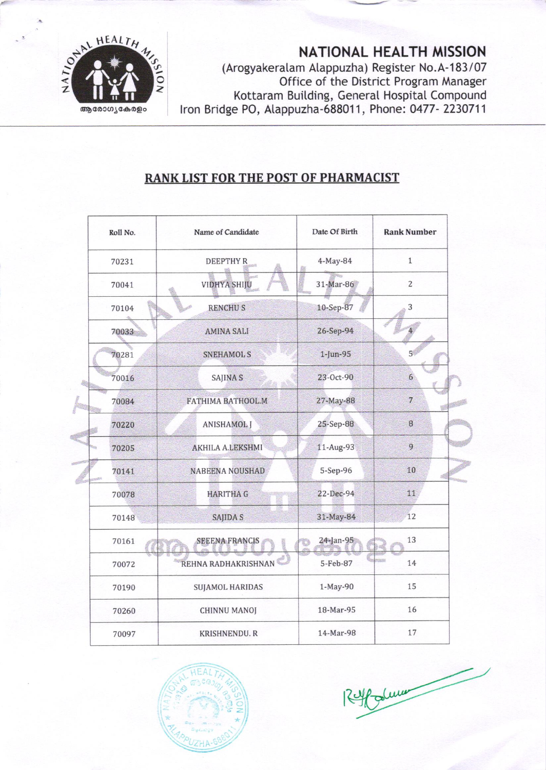# NATIONAL HEALTH MISSION

(Arogyakeralam Alappuzha) Register No.A-183/07
Office of the District Program Manager
Kottaram Building, General Hospital Compound
Iron Bridge PO, Alappuzha-688011, Phone: 0477- 2230711

## RANK LIST FOR THE POST OF PHARMACIST

| Roll No. | Name of Candidate | Date Of Birth | Rank Number |
|---|---|---|---|
| 70231 | DEEPTHY R | 4-May-84 | 1 |
| 70041 | VIDHYA SHIJU | 31-Mar-86 | 2 |
| 70104 | RENCHU S | 10-Sep-87 | 3 |
| 70033 | AMINA SALI | 26-Sep-94 | 4 |
| 70281 | SNEHAMOL S | 1-Jun-95 | 5 |
| 70016 | SAJINA S | 23-Oct-90 | 6 |
| 70084 | FATHIMA BATHOOL.M | 27-May-88 | 7 |
| 70220 | ANISHAMOL J | 25-Sep-88 | 8 |
| 70205 | AKHILA A.LEKSHMI | 11-Aug-93 | 9 |
| 70141 | NABEENA NOUSHAD | 5-Sep-96 | 10 |
| 70078 | HARITHA G | 22-Dec-94 | 11 |
| 70148 | SAJIDA S | 31-May-84 | 12 |
| 70161 | SEENA FRANCIS | 24-Jan-95 | 13 |
| 70072 | REHNA RADHAKRISHNAN | 5-Feb-87 | 14 |
| 70190 | SUJAMOL HARIDAS | 1-May-90 | 15 |
| 70260 | CHINNU MANOJ | 18-Mar-95 | 16 |
| 70097 | KRISHNENDU. R | 14-Mar-98 | 17 |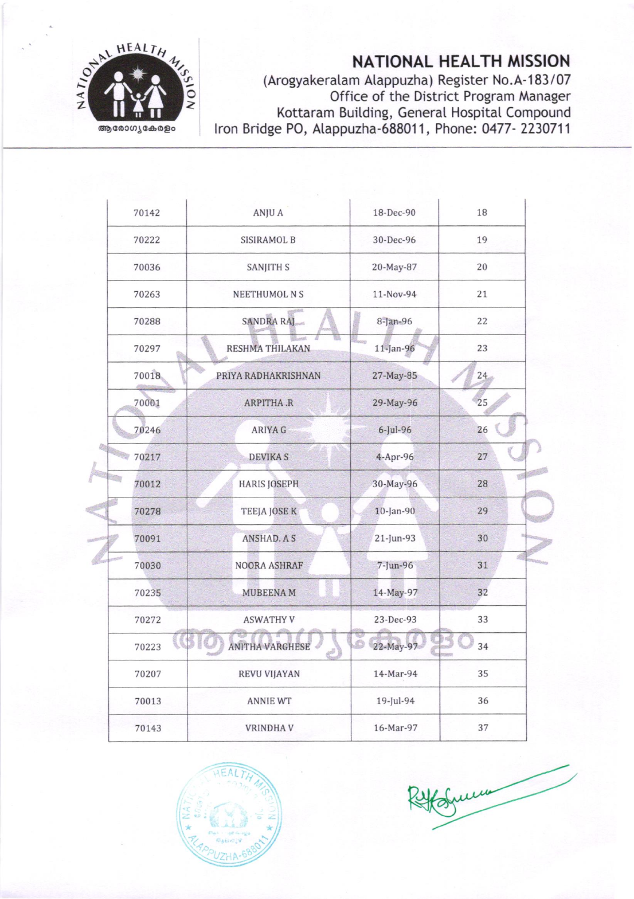# NATIONAL HEALTH MISSION

(Arogyakeralam Alappuzha) Register No.A-183/07
Office of the District Program Manager
Kottaram Building, General Hospital Compound
Iron Bridge PO, Alappuzha-688011, Phone: 0477- 2230711

| | | | |
|---|---|---|---|
| 70142 | ANJU A | 18-Dec-90 | 18 |
| 70222 | SISIRAMOL B | 30-Dec-96 | 19 |
| 70036 | SANJITH S | 20-May-87 | 20 |
| 70263 | NEETHUMOL N S | 11-Nov-94 | 21 |
| 70288 | SANDRA RAJ | 8-Jan-96 | 22 |
| 70297 | RESHMA THILAKAN | 11-Jan-96 | 23 |
| 70018 | PRIYA RADHAKRISHNAN | 27-May-85 | 24 |
| 70001 | ARPITHA .R | 29-May-96 | 25 |
| 70246 | ARIYA G | 6-Jul-96 | 26 |
| 70217 | DEVIKA S | 4-Apr-96 | 27 |
| 70012 | HARIS JOSEPH | 30-May-96 | 28 |
| 70278 | TEEJA JOSE K | 10-Jan-90 | 29 |
| 70091 | ANSHAD. A S | 21-Jun-93 | 30 |
| 70030 | NOORA ASHRAF | 7-Jun-96 | 31 |
| 70235 | MUBEENA M | 14-May-97 | 32 |
| 70272 | ASWATHY V | 23-Dec-93 | 33 |
| 70223 | ANITHA VARGHESE | 22-May-97 | 34 |
| 70207 | REVU VIJAYAN | 14-Mar-94 | 35 |
| 70013 | ANNIE WT | 19-Jul-94 | 36 |
| 70143 | VRINDHA V | 16-Mar-97 | 37 |